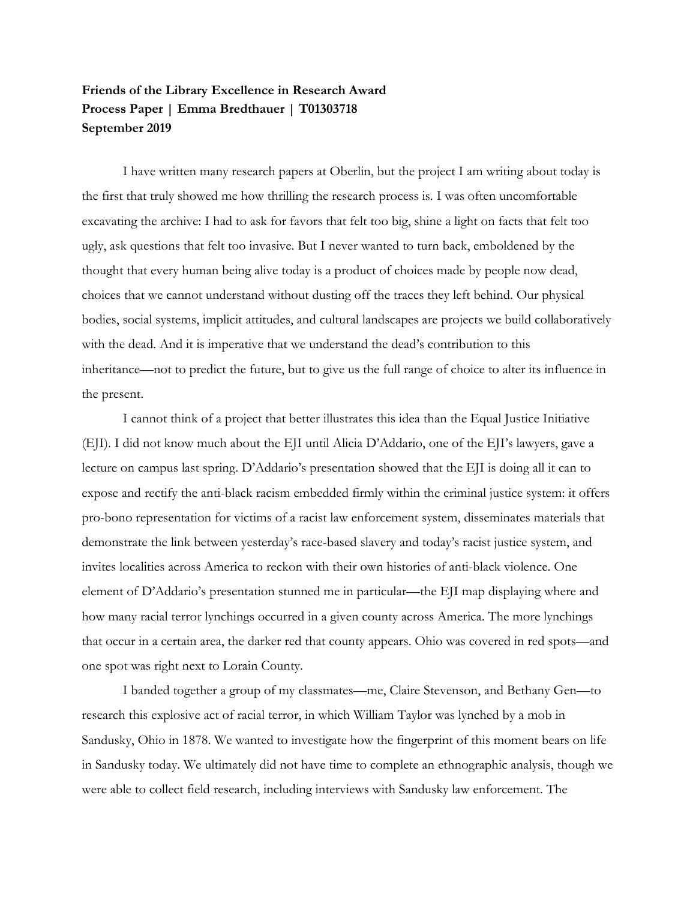**Friends of the Library Excellence in Research Award**
**Process Paper | Emma Bredthauer | T01303718**
**September 2019**

I have written many research papers at Oberlin, but the project I am writing about today is the first that truly showed me how thrilling the research process is. I was often uncomfortable excavating the archive: I had to ask for favors that felt too big, shine a light on facts that felt too ugly, ask questions that felt too invasive. But I never wanted to turn back, emboldened by the thought that every human being alive today is a product of choices made by people now dead, choices that we cannot understand without dusting off the traces they left behind. Our physical bodies, social systems, implicit attitudes, and cultural landscapes are projects we build collaboratively with the dead. And it is imperative that we understand the dead's contribution to this inheritance—not to predict the future, but to give us the full range of choice to alter its influence in the present.

I cannot think of a project that better illustrates this idea than the Equal Justice Initiative (EJI). I did not know much about the EJI until Alicia D'Addario, one of the EJI's lawyers, gave a lecture on campus last spring. D'Addario's presentation showed that the EJI is doing all it can to expose and rectify the anti-black racism embedded firmly within the criminal justice system: it offers pro-bono representation for victims of a racist law enforcement system, disseminates materials that demonstrate the link between yesterday's race-based slavery and today's racist justice system, and invites localities across America to reckon with their own histories of anti-black violence. One element of D'Addario's presentation stunned me in particular—the EJI map displaying where and how many racial terror lynchings occurred in a given county across America. The more lynchings that occur in a certain area, the darker red that county appears. Ohio was covered in red spots—and one spot was right next to Lorain County.

I banded together a group of my classmates—me, Claire Stevenson, and Bethany Gen—to research this explosive act of racial terror, in which William Taylor was lynched by a mob in Sandusky, Ohio in 1878. We wanted to investigate how the fingerprint of this moment bears on life in Sandusky today. We ultimately did not have time to complete an ethnographic analysis, though we were able to collect field research, including interviews with Sandusky law enforcement. The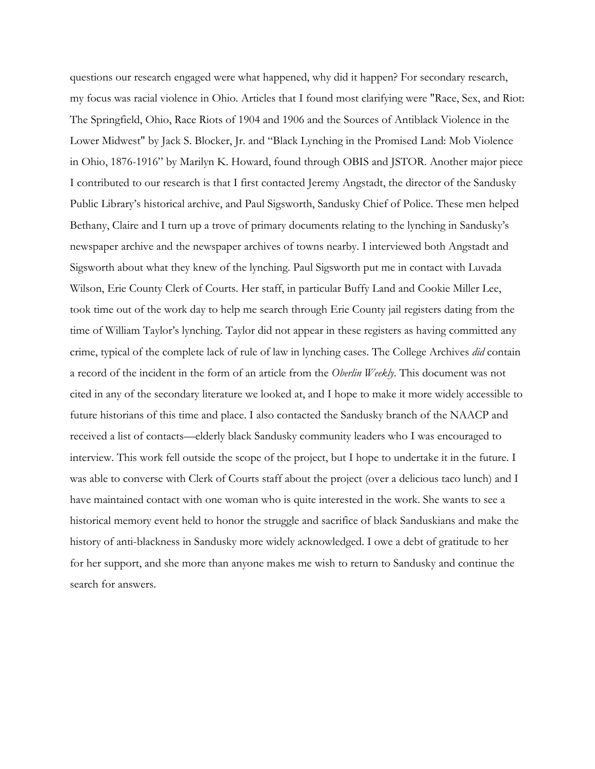questions our research engaged were what happened, why did it happen? For secondary research, my focus was racial violence in Ohio. Articles that I found most clarifying were "Race, Sex, and Riot: The Springfield, Ohio, Race Riots of 1904 and 1906 and the Sources of Antiblack Violence in the Lower Midwest" by Jack S. Blocker, Jr. and "Black Lynching in the Promised Land: Mob Violence in Ohio, 1876-1916" by Marilyn K. Howard, found through OBIS and JSTOR. Another major piece I contributed to our research is that I first contacted Jeremy Angstadt, the director of the Sandusky Public Library's historical archive, and Paul Sigsworth, Sandusky Chief of Police. These men helped Bethany, Claire and I turn up a trove of primary documents relating to the lynching in Sandusky's newspaper archive and the newspaper archives of towns nearby. I interviewed both Angstadt and Sigsworth about what they knew of the lynching. Paul Sigsworth put me in contact with Luvada Wilson, Erie County Clerk of Courts. Her staff, in particular Buffy Land and Cookie Miller Lee, took time out of the work day to help me search through Erie County jail registers dating from the time of William Taylor's lynching. Taylor did not appear in these registers as having committed any crime, typical of the complete lack of rule of law in lynching cases. The College Archives *did* contain a record of the incident in the form of an article from the *Oberlin Weekly*. This document was not cited in any of the secondary literature we looked at, and I hope to make it more widely accessible to future historians of this time and place. I also contacted the Sandusky branch of the NAACP and received a list of contacts—elderly black Sandusky community leaders who I was encouraged to interview. This work fell outside the scope of the project, but I hope to undertake it in the future. I was able to converse with Clerk of Courts staff about the project (over a delicious taco lunch) and I have maintained contact with one woman who is quite interested in the work. She wants to see a historical memory event held to honor the struggle and sacrifice of black Sanduskians and make the history of anti-blackness in Sandusky more widely acknowledged. I owe a debt of gratitude to her for her support, and she more than anyone makes me wish to return to Sandusky and continue the search for answers.